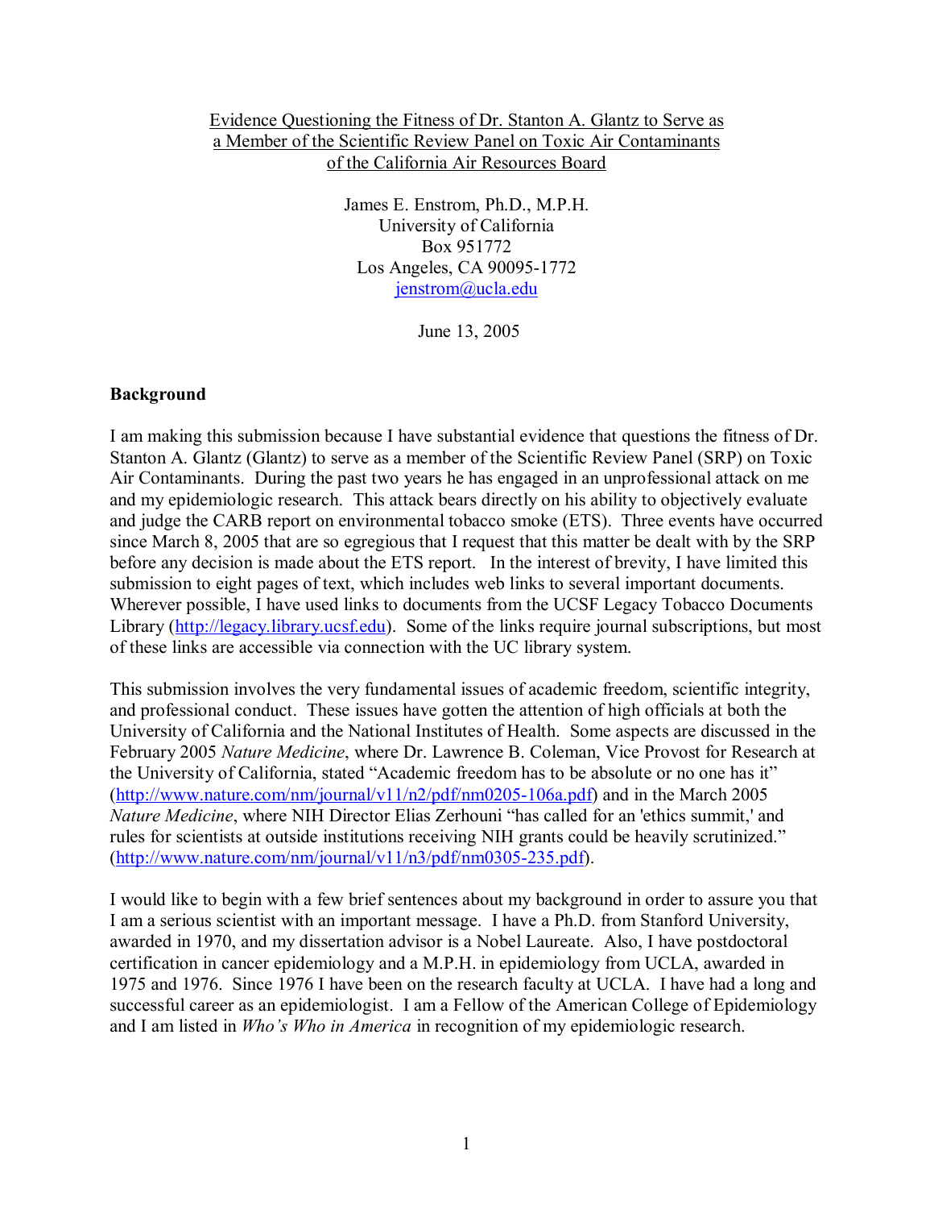Evidence Questioning the Fitness of Dr. Stanton A. Glantz to Serve as a Member of the Scientific Review Panel on Toxic Air Contaminants of the California Air Resources Board

James E. Enstrom, Ph.D., M.P.H.
University of California
Box 951772
Los Angeles, CA 90095-1772
jenstrom@ucla.edu

June 13, 2005

**Background**

I am making this submission because I have substantial evidence that questions the fitness of Dr. Stanton A. Glantz (Glantz) to serve as a member of the Scientific Review Panel (SRP) on Toxic Air Contaminants. During the past two years he has engaged in an unprofessional attack on me and my epidemiologic research. This attack bears directly on his ability to objectively evaluate and judge the CARB report on environmental tobacco smoke (ETS). Three events have occurred since March 8, 2005 that are so egregious that I request that this matter be dealt with by the SRP before any decision is made about the ETS report. In the interest of brevity, I have limited this submission to eight pages of text, which includes web links to several important documents. Wherever possible, I have used links to documents from the UCSF Legacy Tobacco Documents Library (http://legacy.library.ucsf.edu). Some of the links require journal subscriptions, but most of these links are accessible via connection with the UC library system.

This submission involves the very fundamental issues of academic freedom, scientific integrity, and professional conduct. These issues have gotten the attention of high officials at both the University of California and the National Institutes of Health. Some aspects are discussed in the February 2005 *Nature Medicine*, where Dr. Lawrence B. Coleman, Vice Provost for Research at the University of California, stated "Academic freedom has to be absolute or no one has it" (http://www.nature.com/nm/journal/v11/n2/pdf/nm0205-106a.pdf) and in the March 2005 *Nature Medicine*, where NIH Director Elias Zerhouni "has called for an 'ethics summit,' and rules for scientists at outside institutions receiving NIH grants could be heavily scrutinized." (http://www.nature.com/nm/journal/v11/n3/pdf/nm0305-235.pdf).

I would like to begin with a few brief sentences about my background in order to assure you that I am a serious scientist with an important message. I have a Ph.D. from Stanford University, awarded in 1970, and my dissertation advisor is a Nobel Laureate. Also, I have postdoctoral certification in cancer epidemiology and a M.P.H. in epidemiology from UCLA, awarded in 1975 and 1976. Since 1976 I have been on the research faculty at UCLA. I have had a long and successful career as an epidemiologist. I am a Fellow of the American College of Epidemiology and I am listed in *Who's Who in America* in recognition of my epidemiologic research.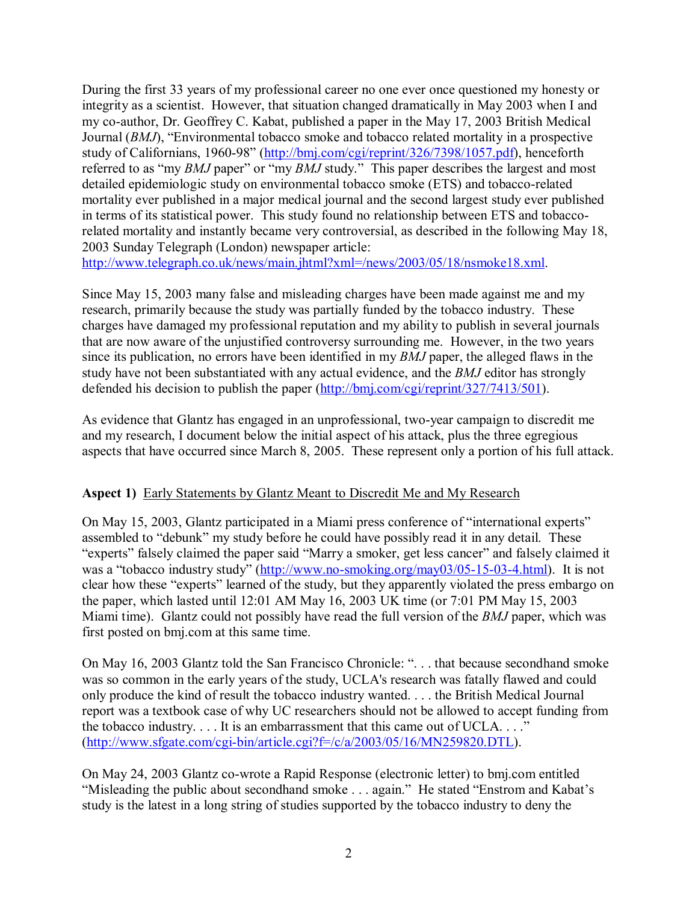During the first 33 years of my professional career no one ever once questioned my honesty or integrity as a scientist. However, that situation changed dramatically in May 2003 when I and my co-author, Dr. Geoffrey C. Kabat, published a paper in the May 17, 2003 British Medical Journal (*BMJ*), "Environmental tobacco smoke and tobacco related mortality in a prospective study of Californians, 1960-98" (http://bmj.com/cgi/reprint/326/7398/1057.pdf), henceforth referred to as "my *BMJ* paper" or "my *BMJ* study." This paper describes the largest and most detailed epidemiologic study on environmental tobacco smoke (ETS) and tobacco-related mortality ever published in a major medical journal and the second largest study ever published in terms of its statistical power. This study found no relationship between ETS and tobacco-related mortality and instantly became very controversial, as described in the following May 18, 2003 Sunday Telegraph (London) newspaper article: http://www.telegraph.co.uk/news/main.jhtml?xml=/news/2003/05/18/nsmoke18.xml.

Since May 15, 2003 many false and misleading charges have been made against me and my research, primarily because the study was partially funded by the tobacco industry. These charges have damaged my professional reputation and my ability to publish in several journals that are now aware of the unjustified controversy surrounding me. However, in the two years since its publication, no errors have been identified in my *BMJ* paper, the alleged flaws in the study have not been substantiated with any actual evidence, and the *BMJ* editor has strongly defended his decision to publish the paper (http://bmj.com/cgi/reprint/327/7413/501).

As evidence that Glantz has engaged in an unprofessional, two-year campaign to discredit me and my research, I document below the initial aspect of his attack, plus the three egregious aspects that have occurred since March 8, 2005. These represent only a portion of his full attack.

**Aspect 1)** Early Statements by Glantz Meant to Discredit Me and My Research

On May 15, 2003, Glantz participated in a Miami press conference of "international experts" assembled to "debunk" my study before he could have possibly read it in any detail. These "experts" falsely claimed the paper said "Marry a smoker, get less cancer" and falsely claimed it was a "tobacco industry study" (http://www.no-smoking.org/may03/05-15-03-4.html). It is not clear how these "experts" learned of the study, but they apparently violated the press embargo on the paper, which lasted until 12:01 AM May 16, 2003 UK time (or 7:01 PM May 15, 2003 Miami time). Glantz could not possibly have read the full version of the *BMJ* paper, which was first posted on bmj.com at this same time.

On May 16, 2003 Glantz told the San Francisco Chronicle: ". . . that because secondhand smoke was so common in the early years of the study, UCLA's research was fatally flawed and could only produce the kind of result the tobacco industry wanted. . . . the British Medical Journal report was a textbook case of why UC researchers should not be allowed to accept funding from the tobacco industry. . . . It is an embarrassment that this came out of UCLA. . . ." (http://www.sfgate.com/cgi-bin/article.cgi?f=/c/a/2003/05/16/MN259820.DTL).

On May 24, 2003 Glantz co-wrote a Rapid Response (electronic letter) to bmj.com entitled "Misleading the public about secondhand smoke . . . again." He stated "Enstrom and Kabat's study is the latest in a long string of studies supported by the tobacco industry to deny the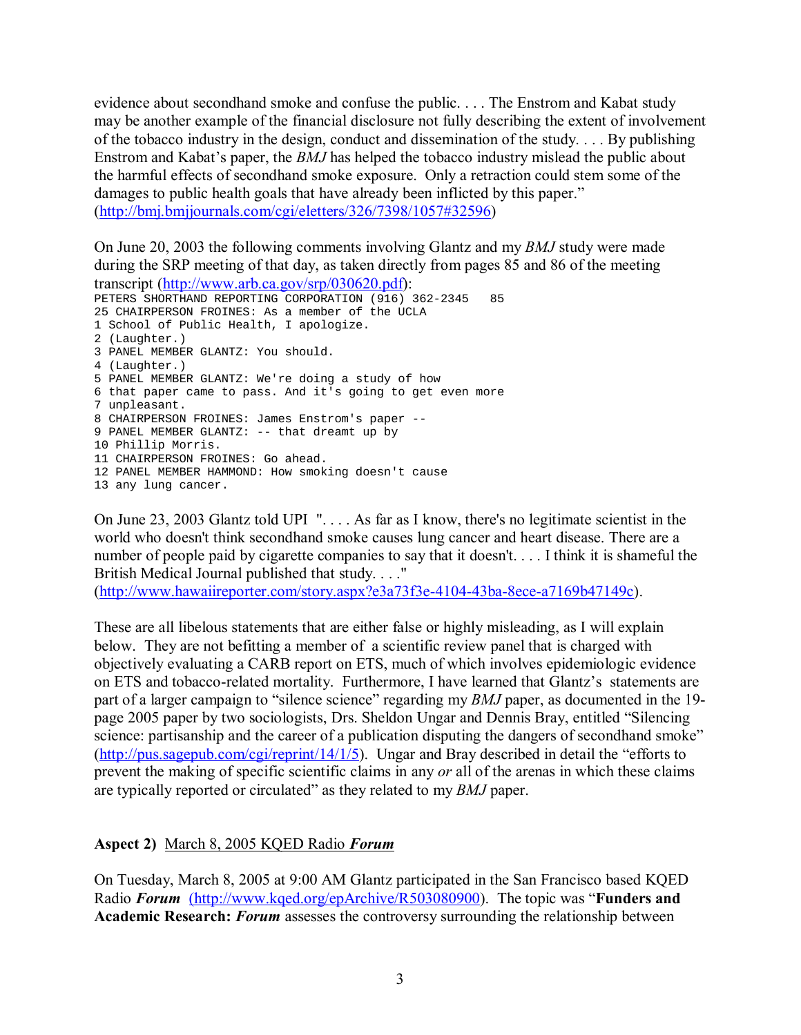evidence about secondhand smoke and confuse the public. . . . The Enstrom and Kabat study may be another example of the financial disclosure not fully describing the extent of involvement of the tobacco industry in the design, conduct and dissemination of the study. . . . By publishing Enstrom and Kabat's paper, the *BMJ* has helped the tobacco industry mislead the public about the harmful effects of secondhand smoke exposure. Only a retraction could stem some of the damages to public health goals that have already been inflicted by this paper." (http://bmj.bmjjournals.com/cgi/eletters/326/7398/1057#32596)

On June 20, 2003 the following comments involving Glantz and my *BMJ* study were made during the SRP meeting of that day, as taken directly from pages 85 and 86 of the meeting transcript (http://www.arb.ca.gov/srp/030620.pdf):

```
PETERS SHORTHAND REPORTING CORPORATION (916) 362-2345   85
25 CHAIRPERSON FROINES: As a member of the UCLA
1 School of Public Health, I apologize.
2 (Laughter.)
3 PANEL MEMBER GLANTZ: You should.
4 (Laughter.)
5 PANEL MEMBER GLANTZ: We're doing a study of how
6 that paper came to pass. And it's going to get even more
7 unpleasant.
8 CHAIRPERSON FROINES: James Enstrom's paper --
9 PANEL MEMBER GLANTZ: -- that dreamt up by
10 Phillip Morris.
11 CHAIRPERSON FROINES: Go ahead.
12 PANEL MEMBER HAMMOND: How smoking doesn't cause
13 any lung cancer.
```

On June 23, 2003 Glantz told UPI ". . . . As far as I know, there's no legitimate scientist in the world who doesn't think secondhand smoke causes lung cancer and heart disease. There are a number of people paid by cigarette companies to say that it doesn't. . . . I think it is shameful the British Medical Journal published that study. . . ." (http://www.hawaiireporter.com/story.aspx?e3a73f3e-4104-43ba-8ece-a7169b47149c).

These are all libelous statements that are either false or highly misleading, as I will explain below. They are not befitting a member of a scientific review panel that is charged with objectively evaluating a CARB report on ETS, much of which involves epidemiologic evidence on ETS and tobacco-related mortality. Furthermore, I have learned that Glantz's statements are part of a larger campaign to "silence science" regarding my *BMJ* paper, as documented in the 19-page 2005 paper by two sociologists, Drs. Sheldon Ungar and Dennis Bray, entitled "Silencing science: partisanship and the career of a publication disputing the dangers of secondhand smoke" (http://pus.sagepub.com/cgi/reprint/14/1/5). Ungar and Bray described in detail the "efforts to prevent the making of specific scientific claims in any *or* all of the arenas in which these claims are typically reported or circulated" as they related to my *BMJ* paper.

**Aspect 2)** March 8, 2005 KQED Radio ***Forum***

On Tuesday, March 8, 2005 at 9:00 AM Glantz participated in the San Francisco based KQED Radio ***Forum*** (http://www.kqed.org/epArchive/R503080900). The topic was "**Funders and Academic Research: *Forum*** assesses the controversy surrounding the relationship between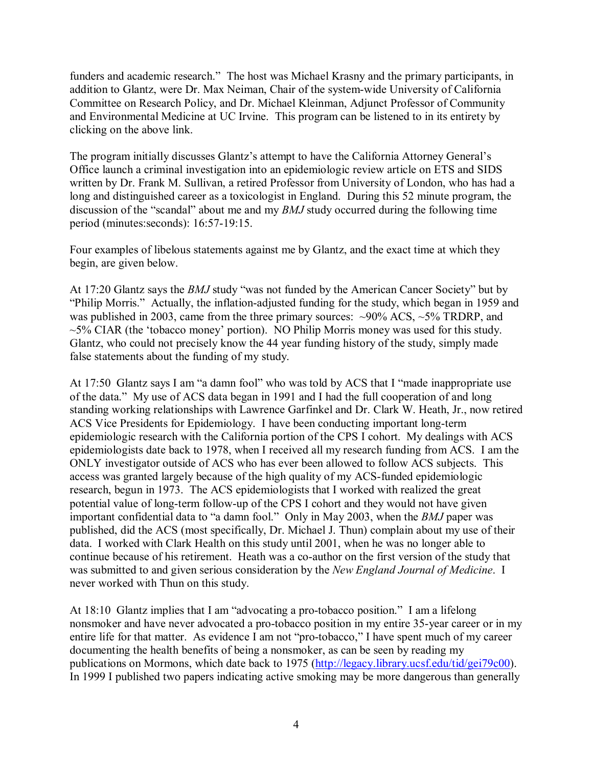funders and academic research." The host was Michael Krasny and the primary participants, in addition to Glantz, were Dr. Max Neiman, Chair of the system-wide University of California Committee on Research Policy, and Dr. Michael Kleinman, Adjunct Professor of Community and Environmental Medicine at UC Irvine. This program can be listened to in its entirety by clicking on the above link.

The program initially discusses Glantz's attempt to have the California Attorney General's Office launch a criminal investigation into an epidemiologic review article on ETS and SIDS written by Dr. Frank M. Sullivan, a retired Professor from University of London, who has had a long and distinguished career as a toxicologist in England. During this 52 minute program, the discussion of the "scandal" about me and my *BMJ* study occurred during the following time period (minutes:seconds): 16:57-19:15.

Four examples of libelous statements against me by Glantz, and the exact time at which they begin, are given below.

At 17:20 Glantz says the *BMJ* study "was not funded by the American Cancer Society" but by "Philip Morris." Actually, the inflation-adjusted funding for the study, which began in 1959 and was published in 2003, came from the three primary sources: ~90% ACS, ~5% TRDRP, and ~5% CIAR (the 'tobacco money' portion). NO Philip Morris money was used for this study. Glantz, who could not precisely know the 44 year funding history of the study, simply made false statements about the funding of my study.

At 17:50 Glantz says I am "a damn fool" who was told by ACS that I "made inappropriate use of the data." My use of ACS data began in 1991 and I had the full cooperation of and long standing working relationships with Lawrence Garfinkel and Dr. Clark W. Heath, Jr., now retired ACS Vice Presidents for Epidemiology. I have been conducting important long-term epidemiologic research with the California portion of the CPS I cohort. My dealings with ACS epidemiologists date back to 1978, when I received all my research funding from ACS. I am the ONLY investigator outside of ACS who has ever been allowed to follow ACS subjects. This access was granted largely because of the high quality of my ACS-funded epidemiologic research, begun in 1973. The ACS epidemiologists that I worked with realized the great potential value of long-term follow-up of the CPS I cohort and they would not have given important confidential data to "a damn fool." Only in May 2003, when the *BMJ* paper was published, did the ACS (most specifically, Dr. Michael J. Thun) complain about my use of their data. I worked with Clark Health on this study until 2001, when he was no longer able to continue because of his retirement. Heath was a co-author on the first version of the study that was submitted to and given serious consideration by the *New England Journal of Medicine*. I never worked with Thun on this study.

At 18:10 Glantz implies that I am "advocating a pro-tobacco position." I am a lifelong nonsmoker and have never advocated a pro-tobacco position in my entire 35-year career or in my entire life for that matter. As evidence I am not "pro-tobacco," I have spent much of my career documenting the health benefits of being a nonsmoker, as can be seen by reading my publications on Mormons, which date back to 1975 (http://legacy.library.ucsf.edu/tid/gei79c00). In 1999 I published two papers indicating active smoking may be more dangerous than generally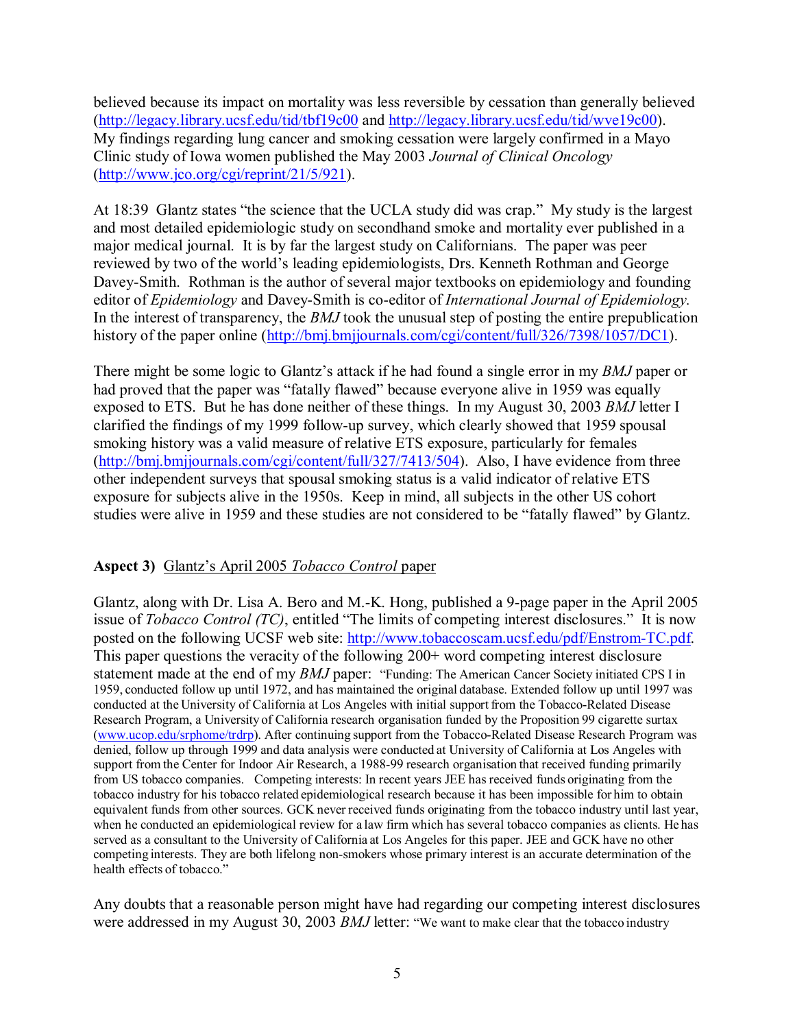believed because its impact on mortality was less reversible by cessation than generally believed (http://legacy.library.ucsf.edu/tid/tbf19c00 and http://legacy.library.ucsf.edu/tid/wve19c00). My findings regarding lung cancer and smoking cessation were largely confirmed in a Mayo Clinic study of Iowa women published the May 2003 *Journal of Clinical Oncology* (http://www.jco.org/cgi/reprint/21/5/921).

At 18:39 Glantz states "the science that the UCLA study did was crap." My study is the largest and most detailed epidemiologic study on secondhand smoke and mortality ever published in a major medical journal. It is by far the largest study on Californians. The paper was peer reviewed by two of the world's leading epidemiologists, Drs. Kenneth Rothman and George Davey-Smith. Rothman is the author of several major textbooks on epidemiology and founding editor of *Epidemiology* and Davey-Smith is co-editor of *International Journal of Epidemiology.* In the interest of transparency, the *BMJ* took the unusual step of posting the entire prepublication history of the paper online (http://bmj.bmjjournals.com/cgi/content/full/326/7398/1057/DC1).

There might be some logic to Glantz's attack if he had found a single error in my *BMJ* paper or had proved that the paper was "fatally flawed" because everyone alive in 1959 was equally exposed to ETS. But he has done neither of these things. In my August 30, 2003 *BMJ* letter I clarified the findings of my 1999 follow-up survey, which clearly showed that 1959 spousal smoking history was a valid measure of relative ETS exposure, particularly for females (http://bmj.bmjjournals.com/cgi/content/full/327/7413/504). Also, I have evidence from three other independent surveys that spousal smoking status is a valid indicator of relative ETS exposure for subjects alive in the 1950s. Keep in mind, all subjects in the other US cohort studies were alive in 1959 and these studies are not considered to be "fatally flawed" by Glantz.

**Aspect 3)** Glantz's April 2005 *Tobacco Control* paper

Glantz, along with Dr. Lisa A. Bero and M.-K. Hong, published a 9-page paper in the April 2005 issue of *Tobacco Control (TC)*, entitled "The limits of competing interest disclosures." It is now posted on the following UCSF web site: http://www.tobaccoscam.ucsf.edu/pdf/Enstrom-TC.pdf. This paper questions the veracity of the following 200+ word competing interest disclosure statement made at the end of my *BMJ* paper: "Funding: The American Cancer Society initiated CPS I in 1959, conducted follow up until 1972, and has maintained the original database. Extended follow up until 1997 was conducted at the University of California at Los Angeles with initial support from the Tobacco-Related Disease Research Program, a University of California research organisation funded by the Proposition 99 cigarette surtax (www.ucop.edu/srphome/trdrp). After continuing support from the Tobacco-Related Disease Research Program was denied, follow up through 1999 and data analysis were conducted at University of California at Los Angeles with support from the Center for Indoor Air Research, a 1988-99 research organisation that received funding primarily from US tobacco companies. Competing interests: In recent years JEE has received funds originating from the tobacco industry for his tobacco related epidemiological research because it has been impossible for him to obtain equivalent funds from other sources. GCK never received funds originating from the tobacco industry until last year, when he conducted an epidemiological review for a law firm which has several tobacco companies as clients. He has served as a consultant to the University of California at Los Angeles for this paper. JEE and GCK have no other competing interests. They are both lifelong non-smokers whose primary interest is an accurate determination of the health effects of tobacco."

Any doubts that a reasonable person might have had regarding our competing interest disclosures were addressed in my August 30, 2003 *BMJ* letter: "We want to make clear that the tobacco industry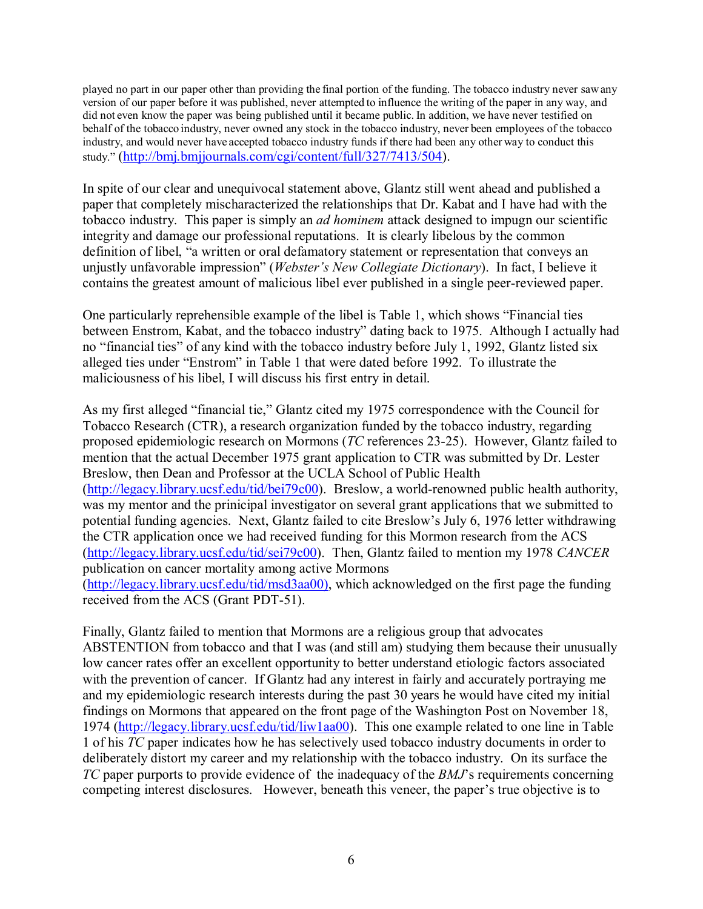played no part in our paper other than providing the final portion of the funding. The tobacco industry never saw any version of our paper before it was published, never attempted to influence the writing of the paper in any way, and did not even know the paper was being published until it became public. In addition, we have never testified on behalf of the tobacco industry, never owned any stock in the tobacco industry, never been employees of the tobacco industry, and would never have accepted tobacco industry funds if there had been any other way to conduct this study." (http://bmj.bmjjournals.com/cgi/content/full/327/7413/504).

In spite of our clear and unequivocal statement above, Glantz still went ahead and published a paper that completely mischaracterized the relationships that Dr. Kabat and I have had with the tobacco industry. This paper is simply an *ad hominem* attack designed to impugn our scientific integrity and damage our professional reputations. It is clearly libelous by the common definition of libel, "a written or oral defamatory statement or representation that conveys an unjustly unfavorable impression" (*Webster's New Collegiate Dictionary*). In fact, I believe it contains the greatest amount of malicious libel ever published in a single peer-reviewed paper.

One particularly reprehensible example of the libel is Table 1, which shows "Financial ties between Enstrom, Kabat, and the tobacco industry" dating back to 1975. Although I actually had no "financial ties" of any kind with the tobacco industry before July 1, 1992, Glantz listed six alleged ties under "Enstrom" in Table 1 that were dated before 1992. To illustrate the maliciousness of his libel, I will discuss his first entry in detail.

As my first alleged "financial tie," Glantz cited my 1975 correspondence with the Council for Tobacco Research (CTR), a research organization funded by the tobacco industry, regarding proposed epidemiologic research on Mormons (*TC* references 23-25). However, Glantz failed to mention that the actual December 1975 grant application to CTR was submitted by Dr. Lester Breslow, then Dean and Professor at the UCLA School of Public Health (http://legacy.library.ucsf.edu/tid/bei79c00). Breslow, a world-renowned public health authority, was my mentor and the prinicipal investigator on several grant applications that we submitted to potential funding agencies. Next, Glantz failed to cite Breslow's July 6, 1976 letter withdrawing the CTR application once we had received funding for this Mormon research from the ACS (http://legacy.library.ucsf.edu/tid/sei79c00). Then, Glantz failed to mention my 1978 *CANCER* publication on cancer mortality among active Mormons (http://legacy.library.ucsf.edu/tid/msd3aa00), which acknowledged on the first page the funding received from the ACS (Grant PDT-51).

Finally, Glantz failed to mention that Mormons are a religious group that advocates ABSTENTION from tobacco and that I was (and still am) studying them because their unusually low cancer rates offer an excellent opportunity to better understand etiologic factors associated with the prevention of cancer. If Glantz had any interest in fairly and accurately portraying me and my epidemiologic research interests during the past 30 years he would have cited my initial findings on Mormons that appeared on the front page of the Washington Post on November 18, 1974 (http://legacy.library.ucsf.edu/tid/liw1aa00). This one example related to one line in Table 1 of his *TC* paper indicates how he has selectively used tobacco industry documents in order to deliberately distort my career and my relationship with the tobacco industry. On its surface the *TC* paper purports to provide evidence of the inadequacy of the *BMJ*'s requirements concerning competing interest disclosures. However, beneath this veneer, the paper's true objective is to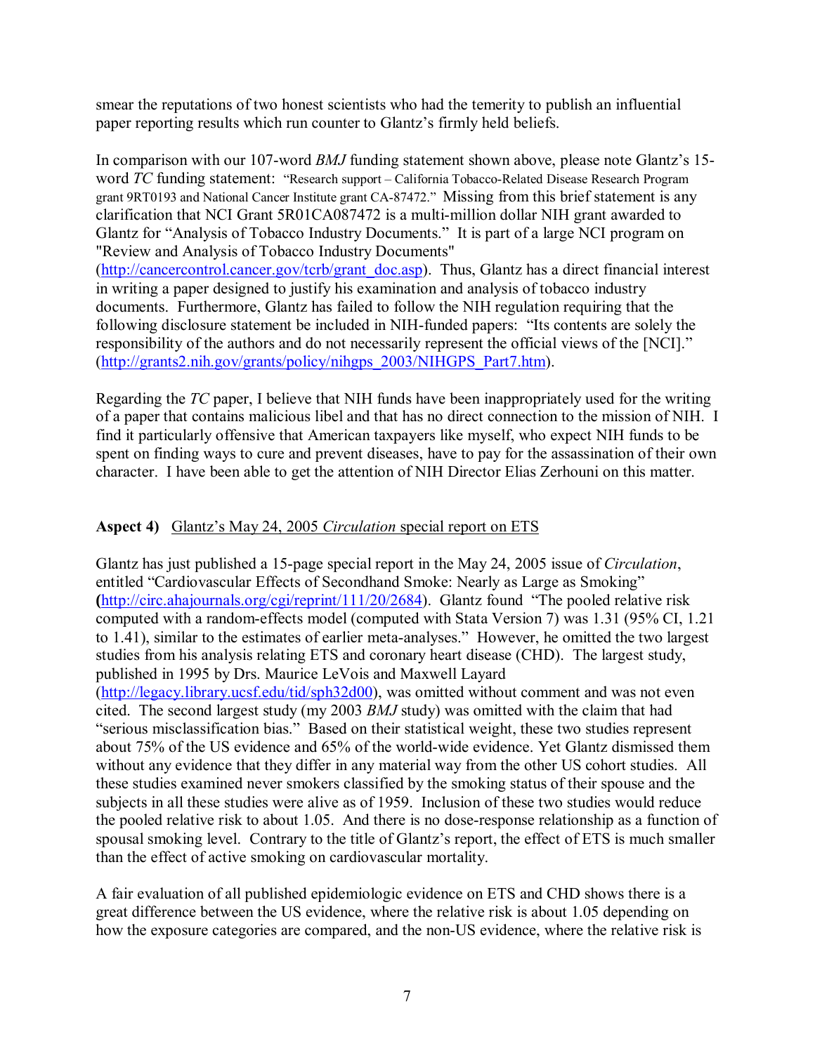smear the reputations of two honest scientists who had the temerity to publish an influential paper reporting results which run counter to Glantz's firmly held beliefs.

In comparison with our 107-word *BMJ* funding statement shown above, please note Glantz's 15-word *TC* funding statement: "Research support – California Tobacco-Related Disease Research Program grant 9RT0193 and National Cancer Institute grant CA-87472." Missing from this brief statement is any clarification that NCI Grant 5R01CA087472 is a multi-million dollar NIH grant awarded to Glantz for "Analysis of Tobacco Industry Documents." It is part of a large NCI program on "Review and Analysis of Tobacco Industry Documents" (http://cancercontrol.cancer.gov/tcrb/grant_doc.asp). Thus, Glantz has a direct financial interest in writing a paper designed to justify his examination and analysis of tobacco industry documents. Furthermore, Glantz has failed to follow the NIH regulation requiring that the following disclosure statement be included in NIH-funded papers: "Its contents are solely the responsibility of the authors and do not necessarily represent the official views of the [NCI]." (http://grants2.nih.gov/grants/policy/nihgps_2003/NIHGPS_Part7.htm).

Regarding the *TC* paper, I believe that NIH funds have been inappropriately used for the writing of a paper that contains malicious libel and that has no direct connection to the mission of NIH. I find it particularly offensive that American taxpayers like myself, who expect NIH funds to be spent on finding ways to cure and prevent diseases, have to pay for the assassination of their own character. I have been able to get the attention of NIH Director Elias Zerhouni on this matter.

**Aspect 4)** Glantz's May 24, 2005 *Circulation* special report on ETS

Glantz has just published a 15-page special report in the May 24, 2005 issue of *Circulation*, entitled "Cardiovascular Effects of Secondhand Smoke: Nearly as Large as Smoking" **(**http://circ.ahajournals.org/cgi/reprint/111/20/2684). Glantz found "The pooled relative risk computed with a random-effects model (computed with Stata Version 7) was 1.31 (95% CI, 1.21 to 1.41), similar to the estimates of earlier meta-analyses." However, he omitted the two largest studies from his analysis relating ETS and coronary heart disease (CHD). The largest study, published in 1995 by Drs. Maurice LeVois and Maxwell Layard (http://legacy.library.ucsf.edu/tid/sph32d00), was omitted without comment and was not even cited. The second largest study (my 2003 *BMJ* study) was omitted with the claim that had "serious misclassification bias." Based on their statistical weight, these two studies represent about 75% of the US evidence and 65% of the world-wide evidence. Yet Glantz dismissed them without any evidence that they differ in any material way from the other US cohort studies. All these studies examined never smokers classified by the smoking status of their spouse and the subjects in all these studies were alive as of 1959. Inclusion of these two studies would reduce the pooled relative risk to about 1.05. And there is no dose-response relationship as a function of spousal smoking level. Contrary to the title of Glantz's report, the effect of ETS is much smaller than the effect of active smoking on cardiovascular mortality.

A fair evaluation of all published epidemiologic evidence on ETS and CHD shows there is a great difference between the US evidence, where the relative risk is about 1.05 depending on how the exposure categories are compared, and the non-US evidence, where the relative risk is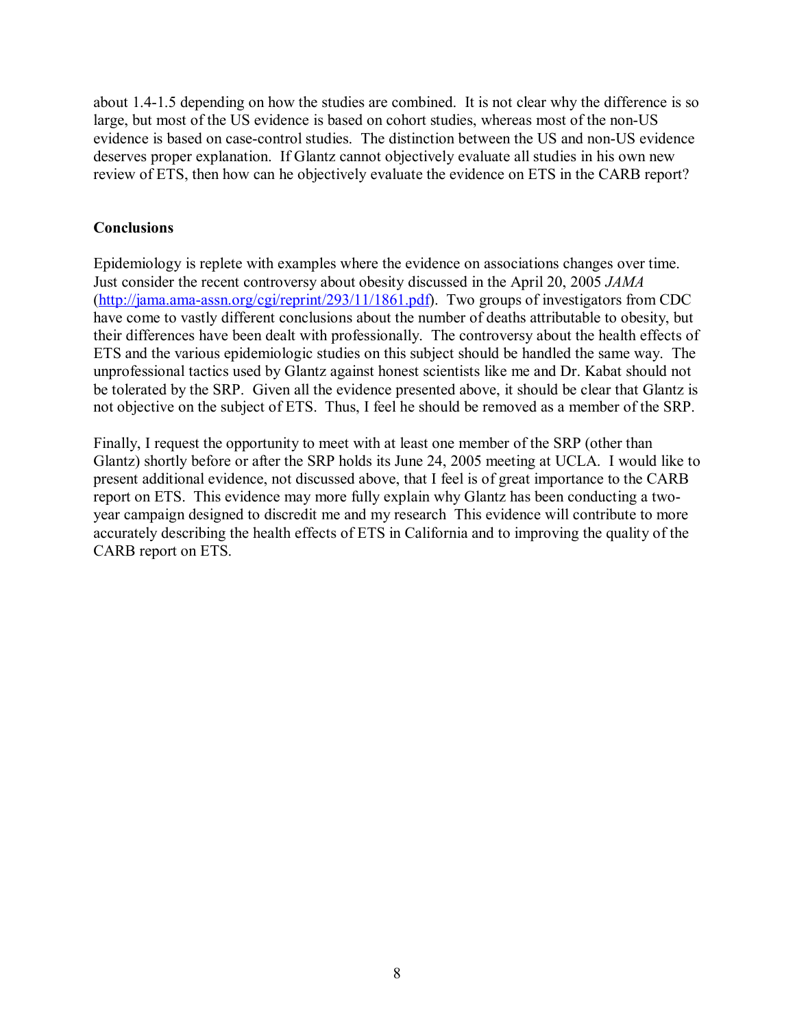about 1.4-1.5 depending on how the studies are combined. It is not clear why the difference is so large, but most of the US evidence is based on cohort studies, whereas most of the non-US evidence is based on case-control studies. The distinction between the US and non-US evidence deserves proper explanation. If Glantz cannot objectively evaluate all studies in his own new review of ETS, then how can he objectively evaluate the evidence on ETS in the CARB report?

## Conclusions

Epidemiology is replete with examples where the evidence on associations changes over time. Just consider the recent controversy about obesity discussed in the April 20, 2005 *JAMA* (http://jama.ama-assn.org/cgi/reprint/293/11/1861.pdf). Two groups of investigators from CDC have come to vastly different conclusions about the number of deaths attributable to obesity, but their differences have been dealt with professionally. The controversy about the health effects of ETS and the various epidemiologic studies on this subject should be handled the same way. The unprofessional tactics used by Glantz against honest scientists like me and Dr. Kabat should not be tolerated by the SRP. Given all the evidence presented above, it should be clear that Glantz is not objective on the subject of ETS. Thus, I feel he should be removed as a member of the SRP.

Finally, I request the opportunity to meet with at least one member of the SRP (other than Glantz) shortly before or after the SRP holds its June 24, 2005 meeting at UCLA. I would like to present additional evidence, not discussed above, that I feel is of great importance to the CARB report on ETS. This evidence may more fully explain why Glantz has been conducting a two-year campaign designed to discredit me and my research This evidence will contribute to more accurately describing the health effects of ETS in California and to improving the quality of the CARB report on ETS.